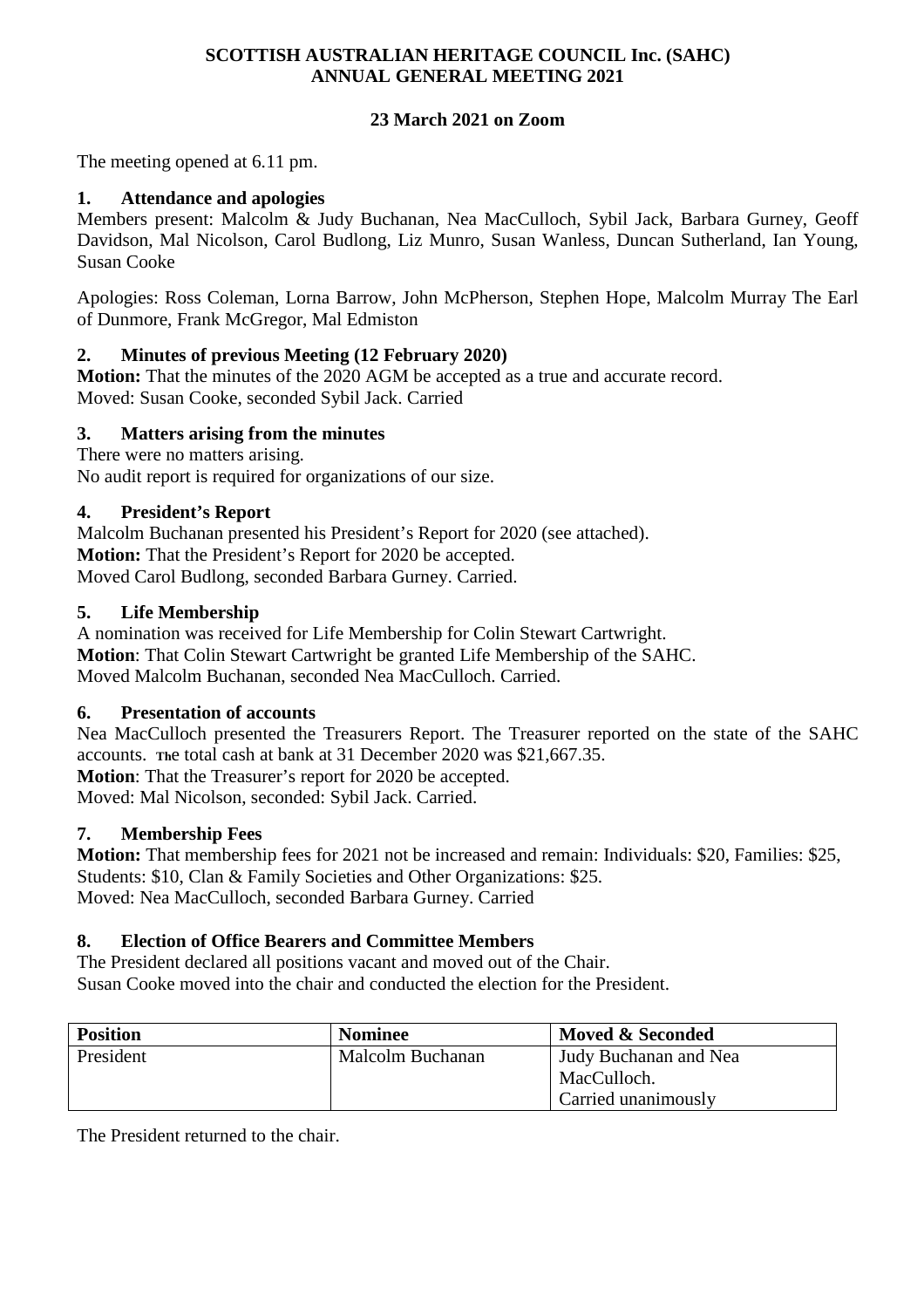**SCOTTISH AUSTRALIAN HERITAGE COUNCIL Inc. (SAHC)**
**ANNUAL GENERAL MEETING 2021**

**23 March 2021 on Zoom**

The meeting opened at 6.11 pm.

## 1. Attendance and apologies

Members present: Malcolm & Judy Buchanan, Nea MacCulloch, Sybil Jack, Barbara Gurney, Geoff Davidson, Mal Nicolson, Carol Budlong, Liz Munro, Susan Wanless, Duncan Sutherland, Ian Young, Susan Cooke

Apologies: Ross Coleman, Lorna Barrow, John McPherson, Stephen Hope, Malcolm Murray The Earl of Dunmore, Frank McGregor, Mal Edmiston

## 2. Minutes of previous Meeting (12 February 2020)

**Motion:** That the minutes of the 2020 AGM be accepted as a true and accurate record.
Moved: Susan Cooke, seconded Sybil Jack. Carried

## 3. Matters arising from the minutes

There were no matters arising.
No audit report is required for organizations of our size.

## 4. President's Report

Malcolm Buchanan presented his President's Report for 2020 (see attached).
**Motion:** That the President's Report for 2020 be accepted.
Moved Carol Budlong, seconded Barbara Gurney. Carried.

## 5. Life Membership

A nomination was received for Life Membership for Colin Stewart Cartwright.
**Motion**: That Colin Stewart Cartwright be granted Life Membership of the SAHC.
Moved Malcolm Buchanan, seconded Nea MacCulloch. Carried.

## 6. Presentation of accounts

Nea MacCulloch presented the Treasurers Report. The Treasurer reported on the state of the SAHC accounts. The total cash at bank at 31 December 2020 was $21,667.35.
**Motion**: That the Treasurer's report for 2020 be accepted.
Moved: Mal Nicolson, seconded: Sybil Jack. Carried.

## 7. Membership Fees

**Motion:** That membership fees for 2021 not be increased and remain: Individuals: $20, Families: $25, Students: $10, Clan & Family Societies and Other Organizations: $25.
Moved: Nea MacCulloch, seconded Barbara Gurney. Carried

## 8. Election of Office Bearers and Committee Members

The President declared all positions vacant and moved out of the Chair.
Susan Cooke moved into the chair and conducted the election for the President.

| Position | Nominee | Moved & Seconded |
|---|---|---|
| President | Malcolm Buchanan | Judy Buchanan and Nea MacCulloch. Carried unanimously |

The President returned to the chair.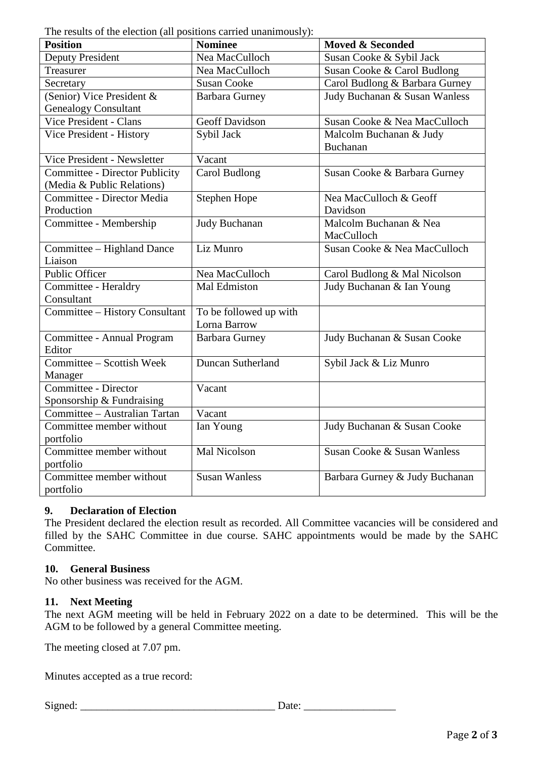The results of the election (all positions carried unanimously):

| Position | Nominee | Moved & Seconded |
|---|---|---|
| Deputy President | Nea MacCulloch | Susan Cooke & Sybil Jack |
| Treasurer | Nea MacCulloch | Susan Cooke & Carol Budlong |
| Secretary | Susan Cooke | Carol Budlong & Barbara Gurney |
| (Senior) Vice President & Genealogy Consultant | Barbara Gurney | Judy Buchanan & Susan Wanless |
| Vice President - Clans | Geoff Davidson | Susan Cooke & Nea MacCulloch |
| Vice President - History | Sybil Jack | Malcolm Buchanan & Judy Buchanan |
| Vice President - Newsletter | Vacant | |
| Committee - Director Publicity (Media & Public Relations) | Carol Budlong | Susan Cooke & Barbara Gurney |
| Committee - Director Media Production | Stephen Hope | Nea MacCulloch & Geoff Davidson |
| Committee - Membership | Judy Buchanan | Malcolm Buchanan & Nea MacCulloch |
| Committee – Highland Dance Liaison | Liz Munro | Susan Cooke & Nea MacCulloch |
| Public Officer | Nea MacCulloch | Carol Budlong & Mal Nicolson |
| Committee - Heraldry Consultant | Mal Edmiston | Judy Buchanan & Ian Young |
| Committee – History Consultant | To be followed up with Lorna Barrow | |
| Committee - Annual Program Editor | Barbara Gurney | Judy Buchanan & Susan Cooke |
| Committee – Scottish Week Manager | Duncan Sutherland | Sybil Jack & Liz Munro |
| Committee - Director Sponsorship & Fundraising | Vacant | |
| Committee – Australian Tartan | Vacant | |
| Committee member without portfolio | Ian Young | Judy Buchanan & Susan Cooke |
| Committee member without portfolio | Mal Nicolson | Susan Cooke & Susan Wanless |
| Committee member without portfolio | Susan Wanless | Barbara Gurney & Judy Buchanan |

### 9. Declaration of Election

The President declared the election result as recorded. All Committee vacancies will be considered and filled by the SAHC Committee in due course. SAHC appointments would be made by the SAHC Committee.

### 10. General Business

No other business was received for the AGM.

### 11. Next Meeting

The next AGM meeting will be held in February 2022 on a date to be determined. This will be the AGM to be followed by a general Committee meeting.

The meeting closed at 7.07 pm.

Minutes accepted as a true record:

Signed: ____________________________________ Date: _________________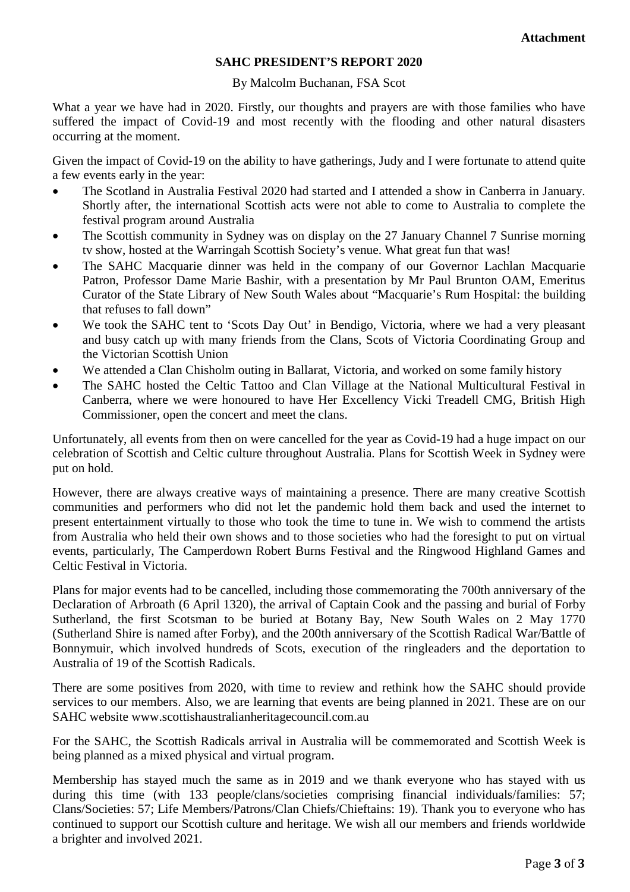**Attachment**

## SAHC PRESIDENT'S REPORT 2020

By Malcolm Buchanan, FSA Scot

What a year we have had in 2020. Firstly, our thoughts and prayers are with those families who have suffered the impact of Covid-19 and most recently with the flooding and other natural disasters occurring at the moment.

Given the impact of Covid-19 on the ability to have gatherings, Judy and I were fortunate to attend quite a few events early in the year:

- The Scotland in Australia Festival 2020 had started and I attended a show in Canberra in January. Shortly after, the international Scottish acts were not able to come to Australia to complete the festival program around Australia
- The Scottish community in Sydney was on display on the 27 January Channel 7 Sunrise morning tv show, hosted at the Warringah Scottish Society's venue. What great fun that was!
- The SAHC Macquarie dinner was held in the company of our Governor Lachlan Macquarie Patron, Professor Dame Marie Bashir, with a presentation by Mr Paul Brunton OAM, Emeritus Curator of the State Library of New South Wales about "Macquarie's Rum Hospital: the building that refuses to fall down"
- We took the SAHC tent to 'Scots Day Out' in Bendigo, Victoria, where we had a very pleasant and busy catch up with many friends from the Clans, Scots of Victoria Coordinating Group and the Victorian Scottish Union
- We attended a Clan Chisholm outing in Ballarat, Victoria, and worked on some family history
- The SAHC hosted the Celtic Tattoo and Clan Village at the National Multicultural Festival in Canberra, where we were honoured to have Her Excellency Vicki Treadell CMG, British High Commissioner, open the concert and meet the clans.

Unfortunately, all events from then on were cancelled for the year as Covid-19 had a huge impact on our celebration of Scottish and Celtic culture throughout Australia. Plans for Scottish Week in Sydney were put on hold.

However, there are always creative ways of maintaining a presence. There are many creative Scottish communities and performers who did not let the pandemic hold them back and used the internet to present entertainment virtually to those who took the time to tune in. We wish to commend the artists from Australia who held their own shows and to those societies who had the foresight to put on virtual events, particularly, The Camperdown Robert Burns Festival and the Ringwood Highland Games and Celtic Festival in Victoria.

Plans for major events had to be cancelled, including those commemorating the 700th anniversary of the Declaration of Arbroath (6 April 1320), the arrival of Captain Cook and the passing and burial of Forby Sutherland, the first Scotsman to be buried at Botany Bay, New South Wales on 2 May 1770 (Sutherland Shire is named after Forby), and the 200th anniversary of the Scottish Radical War/Battle of Bonnymuir, which involved hundreds of Scots, execution of the ringleaders and the deportation to Australia of 19 of the Scottish Radicals.

There are some positives from 2020, with time to review and rethink how the SAHC should provide services to our members. Also, we are learning that events are being planned in 2021. These are on our SAHC website www.scottishaustralianheritagecouncil.com.au

For the SAHC, the Scottish Radicals arrival in Australia will be commemorated and Scottish Week is being planned as a mixed physical and virtual program.

Membership has stayed much the same as in 2019 and we thank everyone who has stayed with us during this time (with 133 people/clans/societies comprising financial individuals/families: 57; Clans/Societies: 57; Life Members/Patrons/Clan Chiefs/Chieftains: 19). Thank you to everyone who has continued to support our Scottish culture and heritage. We wish all our members and friends worldwide a brighter and involved 2021.